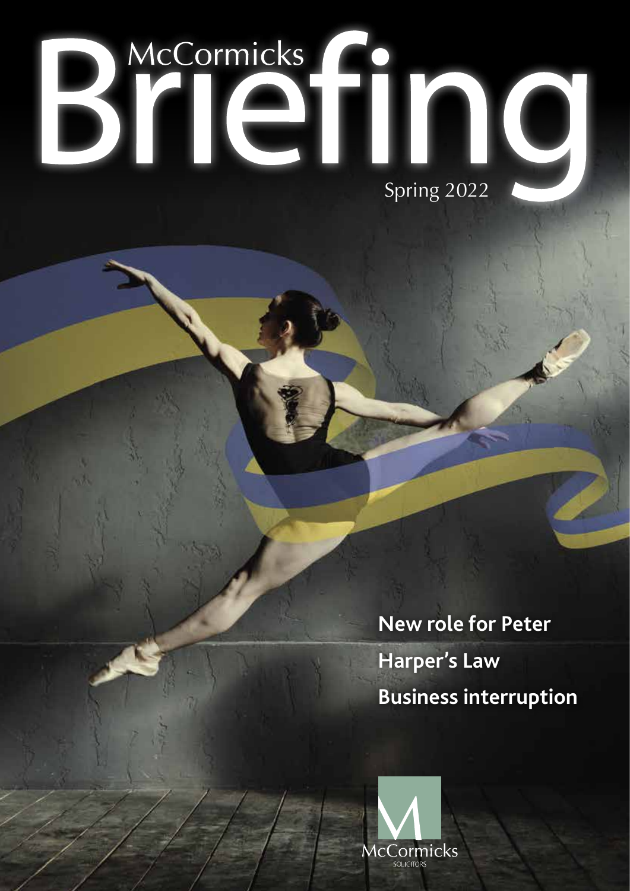# McCormicks Briefing

Spring 2022

**New role for Peter**

**Harper's Law**

**Business interruption**

McCormicks
SOLICITORS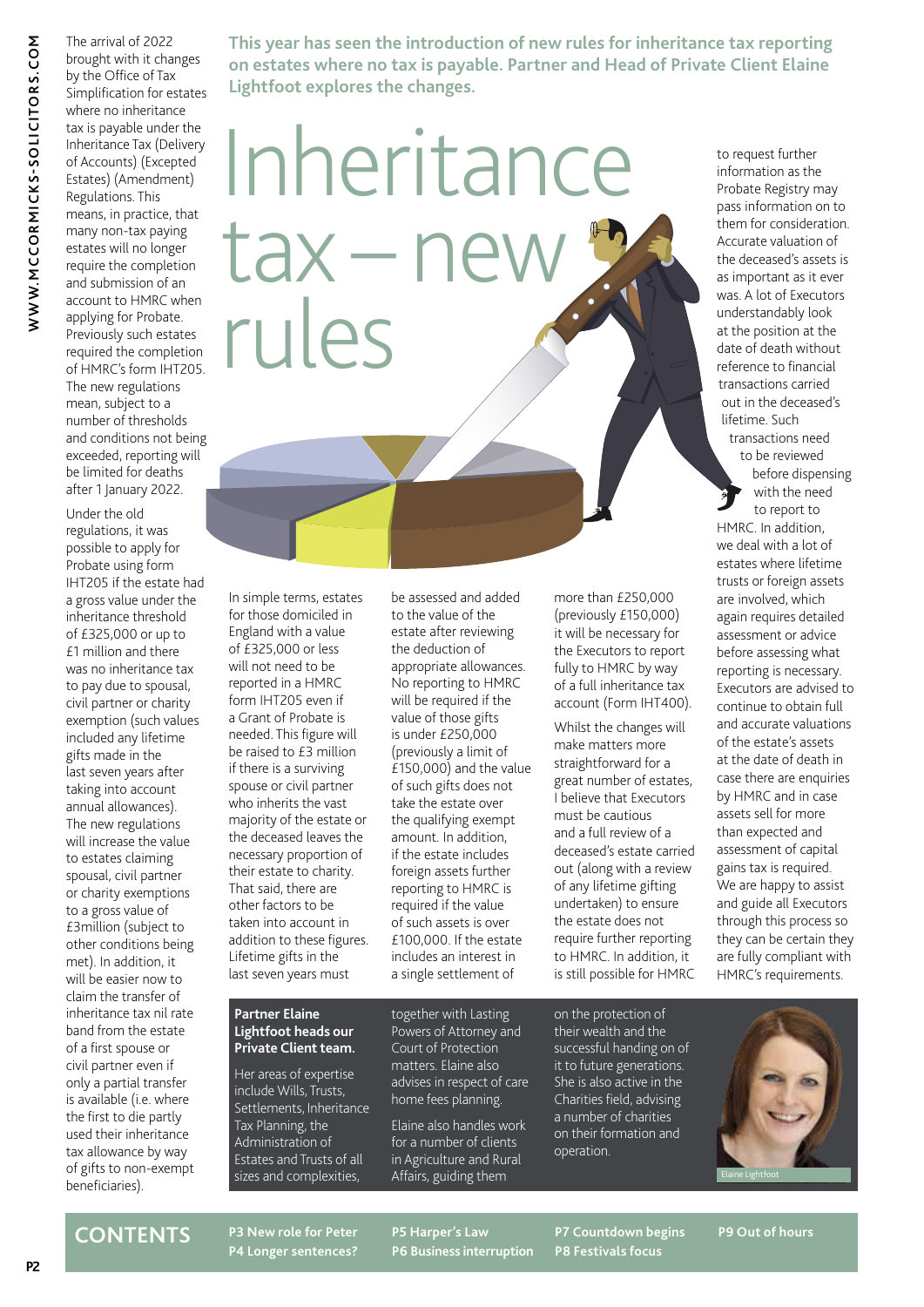# Inheritance tax – new rules

**This year has seen the introduction of new rules for inheritance tax reporting on estates where no tax is payable. Partner and Head of Private Client Elaine Lightfoot explores the changes.**

The arrival of 2022 brought with it changes by the Office of Tax Simplification for estates where no inheritance tax is payable under the Inheritance Tax (Delivery of Accounts) (Excepted Estates) (Amendment) Regulations. This means, in practice, that many non-tax paying estates will no longer require the completion and submission of an account to HMRC when applying for Probate. Previously such estates required the completion of HMRC's form IHT205. The new regulations mean, subject to a number of thresholds and conditions not being exceeded, reporting will be limited for deaths after 1 January 2022.

Under the old regulations, it was possible to apply for Probate using form IHT205 if the estate had a gross value under the inheritance threshold of £325,000 or up to £1 million and there was no inheritance tax to pay due to spousal, civil partner or charity exemption (such values included any lifetime gifts made in the last seven years after taking into account annual allowances). The new regulations will increase the value to estates claiming spousal, civil partner or charity exemptions to a gross value of £3million (subject to other conditions being met). In addition, it will be easier now to claim the transfer of inheritance tax nil rate band from the estate of a first spouse or civil partner even if only a partial transfer is available (i.e. where the first to die partly used their inheritance tax allowance by way of gifts to non-exempt beneficiaries).

In simple terms, estates for those domiciled in England with a value of £325,000 or less will not need to be reported in a HMRC form IHT205 even if a Grant of Probate is needed. This figure will be raised to £3 million if there is a surviving spouse or civil partner who inherits the vast majority of the estate or the deceased leaves the necessary proportion of their estate to charity. That said, there are other factors to be taken into account in addition to these figures. Lifetime gifts in the last seven years must be assessed and added to the value of the estate after reviewing the deduction of appropriate allowances. No reporting to HMRC will be required if the value of those gifts is under £250,000 (previously a limit of £150,000) and the value of such gifts does not take the estate over the qualifying exempt amount. In addition, if the estate includes foreign assets further reporting to HMRC is required if the value of such assets is over £100,000. If the estate includes an interest in a single settlement of more than £250,000 (previously £150,000) it will be necessary for the Executors to report fully to HMRC by way of a full inheritance tax account (Form IHT400).

Whilst the changes will make matters more straightforward for a great number of estates, I believe that Executors must be cautious and a full review of a deceased's estate carried out (along with a review of any lifetime gifting undertaken) to ensure the estate does not require further reporting to HMRC. In addition, it is still possible for HMRC to request further information as the Probate Registry may pass information on to them for consideration. Accurate valuation of the deceased's assets is as important as it ever was. A lot of Executors understandably look at the position at the date of death without reference to financial transactions carried out in the deceased's lifetime. Such transactions need to be reviewed before dispensing with the need to report to HMRC. In addition, we deal with a lot of estates where lifetime trusts or foreign assets are involved, which again requires detailed assessment or advice before assessing what reporting is necessary. Executors are advised to continue to obtain full and accurate valuations of the estate's assets at the date of death in case there are enquiries by HMRC and in case assets sell for more than expected and assessment of capital gains tax is required. We are happy to assist and guide all Executors through this process so they can be certain they are fully compliant with HMRC's requirements.

**Partner Elaine Lightfoot heads our Private Client team.**

Her areas of expertise include Wills, Trusts, Settlements, Inheritance Tax Planning, the Administration of Estates and Trusts of all sizes and complexities, together with Lasting Powers of Attorney and Court of Protection matters. Elaine also advises in respect of care home fees planning.

Elaine also handles work for a number of clients in Agriculture and Rural Affairs, guiding them on the protection of their wealth and the successful handing on of it to future generations. She is also active in the Charities field, advising a number of charities on their formation and operation.

Elaine Lightfoot

## CONTENTS

- P3 New role for Peter
- P4 Longer sentences?
- P5 Harper's Law
- P6 Business interruption
- P7 Countdown begins
- P8 Festivals focus
- P9 Out of hours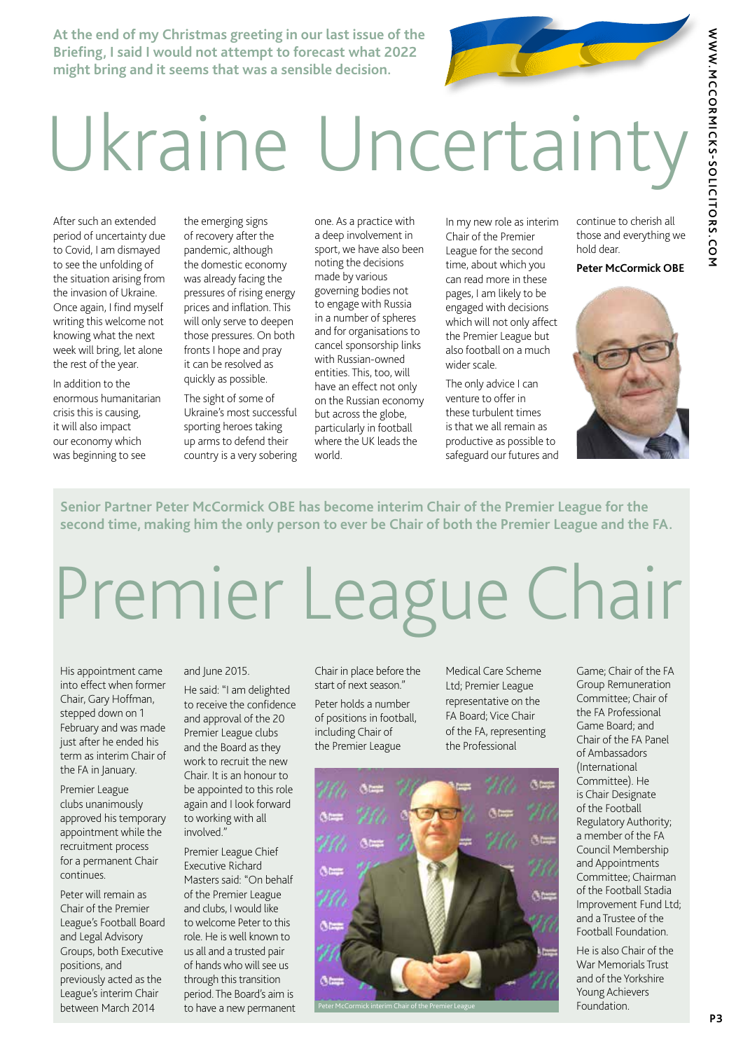**At the end of my Christmas greeting in our last issue of the Briefing, I said I would not attempt to forecast what 2022 might bring and it seems that was a sensible decision.**

# Ukraine Uncertainty

After such an extended period of uncertainty due to Covid, I am dismayed to see the unfolding of the situation arising from the invasion of Ukraine. Once again, I find myself writing this welcome not knowing what the next week will bring, let alone the rest of the year.

In addition to the enormous humanitarian crisis this is causing, it will also impact our economy which was beginning to see the emerging signs of recovery after the pandemic, although the domestic economy was already facing the pressures of rising energy prices and inflation. This will only serve to deepen those pressures. On both fronts I hope and pray it can be resolved as quickly as possible.

The sight of some of Ukraine's most successful sporting heroes taking up arms to defend their country is a very sobering one. As a practice with a deep involvement in sport, we have also been noting the decisions made by various governing bodies not to engage with Russia in a number of spheres and for organisations to cancel sponsorship links with Russian-owned entities. This, too, will have an effect not only on the Russian economy but across the globe, particularly in football where the UK leads the world.

In my new role as interim Chair of the Premier League for the second time, about which you can read more in these pages, I am likely to be engaged with decisions which will not only affect the Premier League but also football on a much wider scale.

The only advice I can venture to offer in these turbulent times is that we all remain as productive as possible to safeguard our futures and continue to cherish all those and everything we hold dear.

**Peter McCormick OBE**

**Senior Partner Peter McCormick OBE has become interim Chair of the Premier League for the second time, making him the only person to ever be Chair of both the Premier League and the FA.**

# Premier League Chair

His appointment came into effect when former Chair, Gary Hoffman, stepped down on 1 February and was made just after he ended his term as interim Chair of the FA in January.

Premier League clubs unanimously approved his temporary appointment while the recruitment process for a permanent Chair continues.

Peter will remain as Chair of the Premier League's Football Board and Legal Advisory Groups, both Executive positions, and previously acted as the League's interim Chair between March 2014 and June 2015.

He said: "I am delighted to receive the confidence and approval of the 20 Premier League clubs and the Board as they work to recruit the new Chair. It is an honour to be appointed to this role again and I look forward to working with all involved."

Premier League Chief Executive Richard Masters said: "On behalf of the Premier League and clubs, I would like to welcome Peter to this role. He is well known to us all and a trusted pair of hands who will see us through this transition period. The Board's aim is to have a new permanent Chair in place before the start of next season."

Peter holds a number of positions in football, including Chair of the Premier League Medical Care Scheme Ltd; Premier League representative on the FA Board; Vice Chair of the FA, representing the Professional Game; Chair of the FA Group Remuneration Committee; Chair of the FA Professional Game Board; and Chair of the FA Panel of Ambassadors (International Committee). He is Chair Designate of the Football Regulatory Authority; a member of the FA Council Membership and Appointments Committee; Chairman of the Football Stadia Improvement Fund Ltd; and a Trustee of the Football Foundation.

Peter McCormick interim Chair of the Premier League

He is also Chair of the War Memorials Trust and of the Yorkshire Young Achievers Foundation.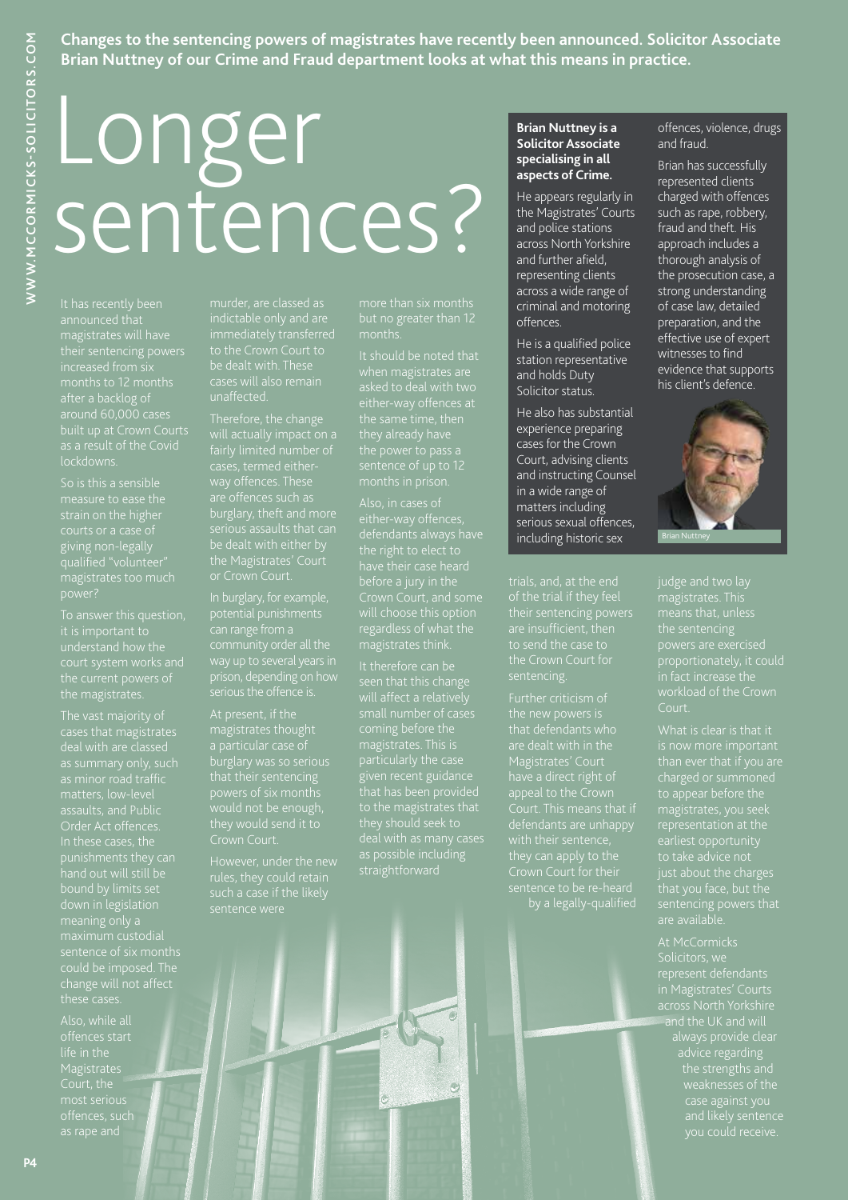**Changes to the sentencing powers of magistrates have recently been announced. Solicitor Associate Brian Nuttney of our Crime and Fraud department looks at what this means in practice.**

# Longer sentences?

It has recently been announced that magistrates will have their sentencing powers increased from six months to 12 months after a backlog of around 60,000 cases built up at Crown Courts as a result of the Covid lockdowns.

So is this a sensible measure to ease the strain on the higher courts or a case of giving non-legally qualified "volunteer" magistrates too much power?

To answer this question, it is important to understand how the court system works and the current powers of the magistrates.

The vast majority of cases that magistrates deal with are classed as summary only, such as minor road traffic matters, low-level assaults, and Public Order Act offences. In these cases, the punishments they can hand out will still be bound by limits set down in legislation meaning only a maximum custodial sentence of six months could be imposed. The change will not affect these cases.

Also, while all offences start life in the Magistrates Court, the most serious offences, such as rape and murder, are classed as indictable only and are immediately transferred to the Crown Court to be dealt with. These cases will also remain unaffected.

Therefore, the change will actually impact on a fairly limited number of cases, termed either-way offences. These are offences such as burglary, theft and more serious assaults that can be dealt with either by the Magistrates' Court or Crown Court.

In burglary, for example, potential punishments can range from a community order all the way up to several years in prison, depending on how serious the offence is.

At present, if the magistrates thought a particular case of burglary was so serious that their sentencing powers of six months would not be enough, they would send it to Crown Court.

However, under the new rules, they could retain such a case if the likely sentence were more than six months but no greater than 12 months.

It should be noted that when magistrates are asked to deal with two either-way offences at the same time, then they already have the power to pass a sentence of up to 12 months in prison.

Also, in cases of either-way offences, defendants always have the right to elect to have their case heard before a jury in the Crown Court, and some will choose this option regardless of what the magistrates think.

It therefore can be seen that this change will affect a relatively small number of cases coming before the magistrates. This is particularly the case given recent guidance that has been provided to the magistrates that they should seek to deal with as many cases as possible including straightforward trials, and, at the end of the trial if they feel their sentencing powers are insufficient, then to send the case to the Crown Court for sentencing.

Further criticism of the new powers is that defendants who are dealt with in the Magistrates' Court have a direct right of appeal to the Crown Court. This means that if defendants are unhappy with their sentence, they can apply to the Crown Court for their sentence to be re-heard by a legally-qualified judge and two lay magistrates. This means that, unless the sentencing powers are exercised proportionately, it could in fact increase the workload of the Crown Court.

What is clear is that it is now more important than ever that if you are charged or summoned to appear before the magistrates, you seek representation at the earliest opportunity to take advice not just about the charges that you face, but the sentencing powers that are available.

At McCormicks Solicitors, we represent defendants in Magistrates' Courts across North Yorkshire and the UK and will always provide clear advice regarding the strengths and weaknesses of the case against you and likely sentence you could receive.

---

**Brian Nuttney is a Solicitor Associate specialising in all aspects of Crime.**

He appears regularly in the Magistrates' Courts and police stations across North Yorkshire and further afield, representing clients across a wide range of criminal and motoring offences.

He is a qualified police station representative and holds Duty Solicitor status.

He also has substantial experience preparing cases for the Crown Court, advising clients and instructing Counsel in a wide range of matters including serious sexual offences, including historic sex offences, violence, drugs and fraud.

Brian has successfully represented clients charged with offences such as rape, robbery, fraud and theft. His approach includes a thorough analysis of the prosecution case, a strong understanding of case law, detailed preparation, and the effective use of expert witnesses to find evidence that supports his client's defence.

Brian Nuttney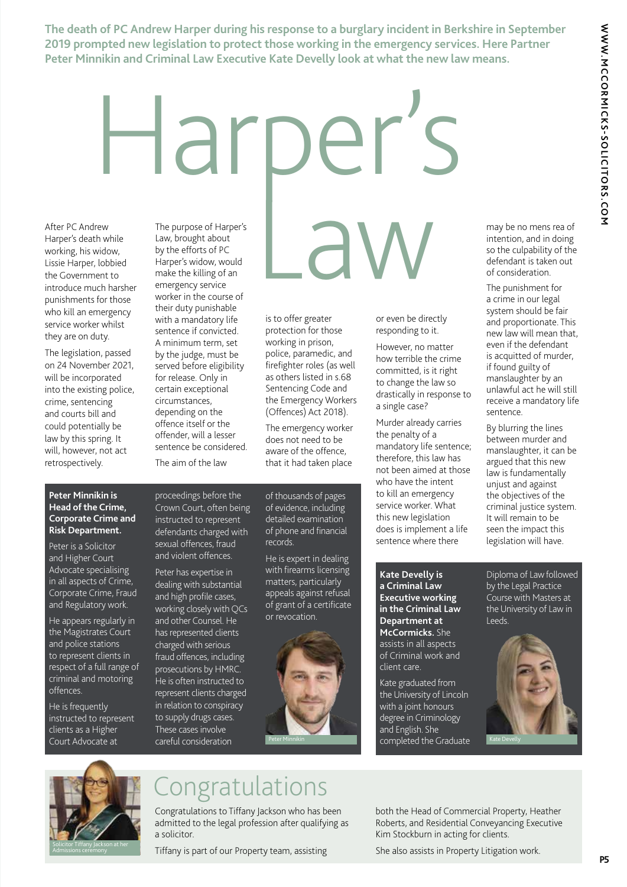The death of PC Andrew Harper during his response to a burglary incident in Berkshire in September 2019 prompted new legislation to protect those working in the emergency services. Here Partner Peter Minnikin and Criminal Law Executive Kate Develly look at what the new law means.

# Harper's Law

After PC Andrew Harper's death while working, his widow, Lissie Harper, lobbied the Government to introduce much harsher punishments for those who kill an emergency service worker whilst they are on duty.

The legislation, passed on 24 November 2021, will be incorporated into the existing police, crime, sentencing and courts bill and could potentially be law by this spring. It will, however, not act retrospectively.

The purpose of Harper's Law, brought about by the efforts of PC Harper's widow, would make the killing of an emergency service worker in the course of their duty punishable with a mandatory life sentence if convicted. A minimum term, set by the judge, must be served before eligibility for release. Only in certain exceptional circumstances, depending on the offence itself or the offender, will a lesser sentence be considered.

The aim of the law is to offer greater protection for those working in prison, police, paramedic, and firefighter roles (as well as others listed in s.68 Sentencing Code and the Emergency Workers (Offences) Act 2018).

The emergency worker does not need to be aware of the offence, that it had taken place or even be directly responding to it.

However, no matter how terrible the crime committed, is it right to change the law so drastically in response to a single case?

Murder already carries the penalty of a mandatory life sentence; therefore, this law has not been aimed at those who have the intent to kill an emergency service worker. What this new legislation does is implement a life sentence where there may be no mens rea of intention, and in doing so the culpability of the defendant is taken out of consideration.

The punishment for a crime in our legal system should be fair and proportionate. This new law will mean that, even if the defendant is acquitted of murder, if found guilty of manslaughter by an unlawful act he will still receive a mandatory life sentence.

By blurring the lines between murder and manslaughter, it can be argued that this new law is fundamentally unjust and against the objectives of the criminal justice system. It will remain to be seen the impact this legislation will have.

**Peter Minnikin is Head of the Crime, Corporate Crime and Risk Department.**

Peter is a Solicitor and Higher Court Advocate specialising in all aspects of Crime, Corporate Crime, Fraud and Regulatory work.

He appears regularly in the Magistrates Court and police stations to represent clients in respect of a full range of criminal and motoring offences.

He is frequently instructed to represent clients as a Higher Court Advocate at proceedings before the Crown Court, often being instructed to represent defendants charged with sexual offences, fraud and violent offences.

Peter has expertise in dealing with substantial and high profile cases, working closely with QCs and other Counsel. He has represented clients charged with serious fraud offences, including prosecutions by HMRC. He is often instructed to represent clients charged in relation to conspiracy to supply drugs cases. These cases involve careful consideration of thousands of pages of evidence, including detailed examination of phone and financial records.

He is expert in dealing with firearms licensing matters, particularly appeals against refusal of grant of a certificate or revocation.

Peter Minnikin

**Kate Develly is a Criminal Law Executive working in the Criminal Law Department at McCormicks.** She assists in all aspects of Criminal work and client care.

Kate graduated from the University of Lincoln with a joint honours degree in Criminology and English. She completed the Graduate Diploma of Law followed by the Legal Practice Course with Masters at the University of Law in Leeds.

Kate Develly

## Congratulations

Congratulations to Tiffany Jackson who has been admitted to the legal profession after qualifying as a solicitor.

Tiffany is part of our Property team, assisting both the Head of Commercial Property, Heather Roberts, and Residential Conveyancing Executive Kim Stockburn in acting for clients.

She also assists in Property Litigation work.

Solicitor Tiffany Jackson at her Admissions ceremony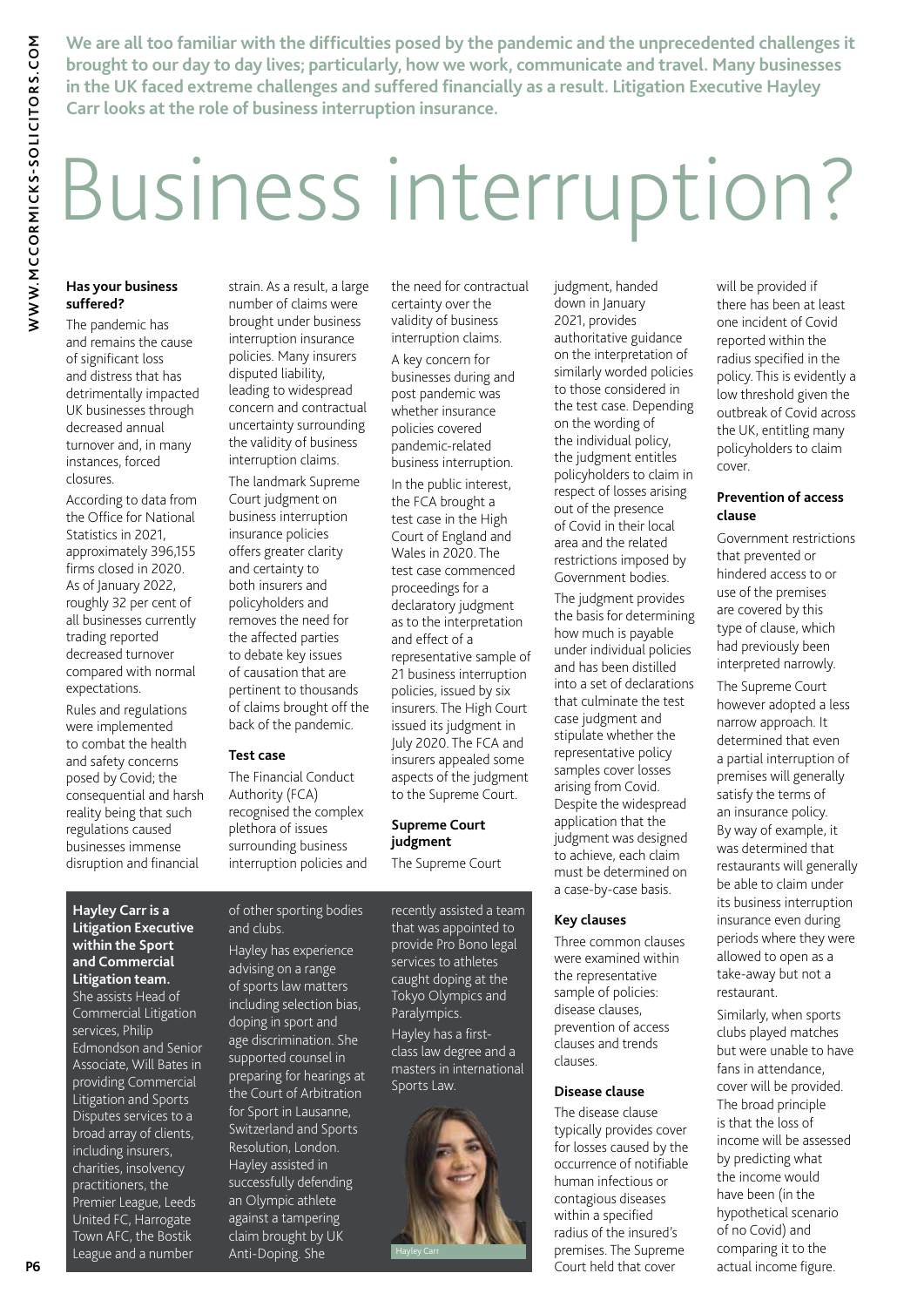**We are all too familiar with the difficulties posed by the pandemic and the unprecedented challenges it brought to our day to day lives; particularly, how we work, communicate and travel. Many businesses in the UK faced extreme challenges and suffered financially as a result. Litigation Executive Hayley Carr looks at the role of business interruption insurance.**

# Business interruption?

### Has your business suffered?

The pandemic has and remains the cause of significant loss and distress that has detrimentally impacted UK businesses through decreased annual turnover and, in many instances, forced closures.

According to data from the Office for National Statistics in 2021, approximately 396,155 firms closed in 2020. As of January 2022, roughly 32 per cent of all businesses currently trading reported decreased turnover compared with normal expectations.

Rules and regulations were implemented to combat the health and safety concerns posed by Covid; the consequential and harsh reality being that such regulations caused businesses immense disruption and financial strain. As a result, a large number of claims were brought under business interruption insurance policies. Many insurers disputed liability, leading to widespread concern and contractual uncertainty surrounding the validity of business interruption claims.

The landmark Supreme Court judgment on business interruption insurance policies offers greater clarity and certainty to both insurers and policyholders and removes the need for the affected parties to debate key issues of causation that are pertinent to thousands of claims brought off the back of the pandemic.

### Test case

The Financial Conduct Authority (FCA) recognised the complex plethora of issues surrounding business interruption policies and the need for contractual certainty over the validity of business interruption claims.

A key concern for businesses during and post pandemic was whether insurance policies covered pandemic-related business interruption.

In the public interest, the FCA brought a test case in the High Court of England and Wales in 2020. The test case commenced proceedings for a declaratory judgment as to the interpretation and effect of a representative sample of 21 business interruption policies, issued by six insurers. The High Court issued its judgment in July 2020. The FCA and insurers appealed some aspects of the judgment to the Supreme Court.

### Supreme Court judgment

The Supreme Court judgment, handed down in January 2021, provides authoritative guidance on the interpretation of similarly worded policies to those considered in the test case. Depending on the wording of the individual policy, the judgment entitles policyholders to claim in respect of losses arising out of the presence of Covid in their local area and the related restrictions imposed by Government bodies.

The judgment provides the basis for determining how much is payable under individual policies and has been distilled into a set of declarations that culminate the test case judgment and stipulate whether the representative policy samples cover losses arising from Covid. Despite the widespread application that the judgment was designed to achieve, each claim must be determined on a case-by-case basis.

### Key clauses

Three common clauses were examined within the representative sample of policies: disease clauses, prevention of access clauses and trends clauses.

### Disease clause

The disease clause typically provides cover for losses caused by the occurrence of notifiable human infectious or contagious diseases within a specified radius of the insured's premises. The Supreme Court held that cover will be provided if there has been at least one incident of Covid reported within the radius specified in the policy. This is evidently a low threshold given the outbreak of Covid across the UK, entitling many policyholders to claim cover.

### Prevention of access clause

Government restrictions that prevented or hindered access to or use of the premises are covered by this type of clause, which had previously been interpreted narrowly.

The Supreme Court however adopted a less narrow approach. It determined that even a partial interruption of premises will generally satisfy the terms of an insurance policy. By way of example, it was determined that restaurants will generally be able to claim under its business interruption insurance even during periods where they were allowed to open as a take-away but not a restaurant.

Similarly, when sports clubs played matches but were unable to have fans in attendance, cover will be provided. The broad principle is that the loss of income will be assessed by predicting what the income would have been (in the hypothetical scenario of no Covid) and comparing it to the actual income figure.

---

**Hayley Carr is a Litigation Executive within the Sport and Commercial Litigation team.** She assists Head of Commercial Litigation services, Philip Edmondson and Senior Associate, Will Bates in providing Commercial Litigation and Sports Disputes services to a broad array of clients, including insurers, charities, insolvency practitioners, the Premier League, Leeds United FC, Harrogate Town AFC, the Bostik League and a number of other sporting bodies and clubs.

Hayley has experience advising on a range of sports law matters including selection bias, doping in sport and age discrimination. She supported counsel in preparing for hearings at the Court of Arbitration for Sport in Lausanne, Switzerland and Sports Resolution, London. Hayley assisted in successfully defending an Olympic athlete against a tampering claim brought by UK Anti-Doping. She recently assisted a team that was appointed to provide Pro Bono legal services to athletes caught doping at the Tokyo Olympics and Paralympics.

Hayley has a first-class law degree and a masters in international Sports Law.

Hayley Carr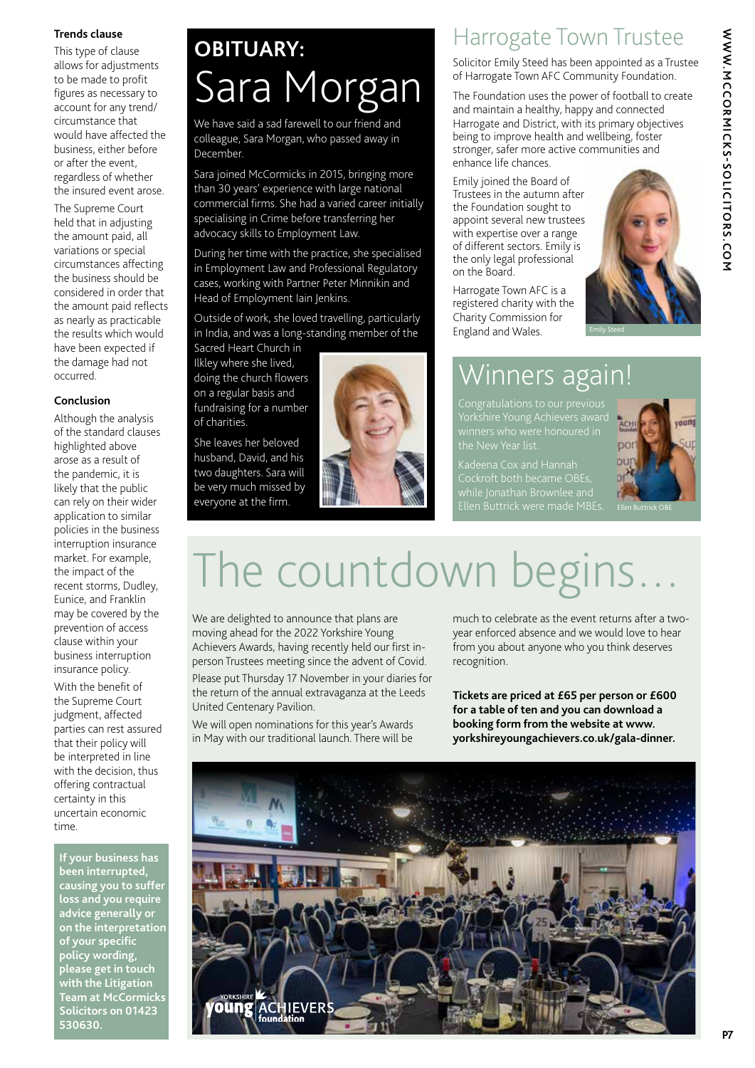### Trends clause

This type of clause allows for adjustments to be made to profit figures as necessary to account for any trend/circumstance that would have affected the business, either before or after the event, regardless of whether the insured event arose.

The Supreme Court held that in adjusting the amount paid, all variations or special circumstances affecting the business should be considered in order that the amount paid reflects as nearly as practicable the results which would have been expected if the damage had not occurred.

### Conclusion

Although the analysis of the standard clauses highlighted above arose as a result of the pandemic, it is likely that the public can rely on their wider application to similar policies in the business interruption insurance market. For example, the impact of the recent storms, Dudley, Eunice, and Franklin may be covered by the prevention of access clause within your business interruption insurance policy.

With the benefit of the Supreme Court judgment, affected parties can rest assured that their policy will be interpreted in line with the decision, thus offering contractual certainty in this uncertain economic time.

**If your business has been interrupted, causing you to suffer loss and you require advice generally or on the interpretation of your specific policy wording, please get in touch with the Litigation Team at McCormicks Solicitors on 01423 530630.**

# OBITUARY: Sara Morgan

We have said a sad farewell to our friend and colleague, Sara Morgan, who passed away in December.

Sara joined McCormicks in 2015, bringing more than 30 years' experience with large national commercial firms. She had a varied career initially specialising in Crime before transferring her advocacy skills to Employment Law.

During her time with the practice, she specialised in Employment Law and Professional Regulatory cases, working with Partner Peter Minnikin and Head of Employment Iain Jenkins.

Outside of work, she loved travelling, particularly in India, and was a long-standing member of the Sacred Heart Church in Ilkley where she lived, doing the church flowers on a regular basis and fundraising for a number of charities.

She leaves her beloved husband, David, and his two daughters. Sara will be very much missed by everyone at the firm.

# Harrogate Town Trustee

Solicitor Emily Steed has been appointed as a Trustee of Harrogate Town AFC Community Foundation.

The Foundation uses the power of football to create and maintain a healthy, happy and connected Harrogate and District, with its primary objectives being to improve health and wellbeing, foster stronger, safer more active communities and enhance life chances.

Emily joined the Board of Trustees in the autumn after the Foundation sought to appoint several new trustees with expertise over a range of different sectors. Emily is the only legal professional on the Board.

Harrogate Town AFC is a registered charity with the Charity Commission for England and Wales.

Emily Steed

# Winners again!

Congratulations to our previous Yorkshire Young Achievers award winners who were honoured in the New Year list.

Kadeena Cox and Hannah Cockroft both became OBEs, while Jonathan Brownlee and Ellen Buttrick were made MBEs.

Ellen Buttrick OBE

# The countdown begins...

We are delighted to announce that plans are moving ahead for the 2022 Yorkshire Young Achievers Awards, having recently held our first in-person Trustees meeting since the advent of Covid.

Please put Thursday 17 November in your diaries for the return of the annual extravaganza at the Leeds United Centenary Pavilion.

We will open nominations for this year's Awards in May with our traditional launch. There will be much to celebrate as the event returns after a two-year enforced absence and we would love to hear from you about anyone who you think deserves recognition.

**Tickets are priced at £65 per person or £600 for a table of ten and you can download a booking form from the website at www.yorkshireyoungachievers.co.uk/gala-dinner.**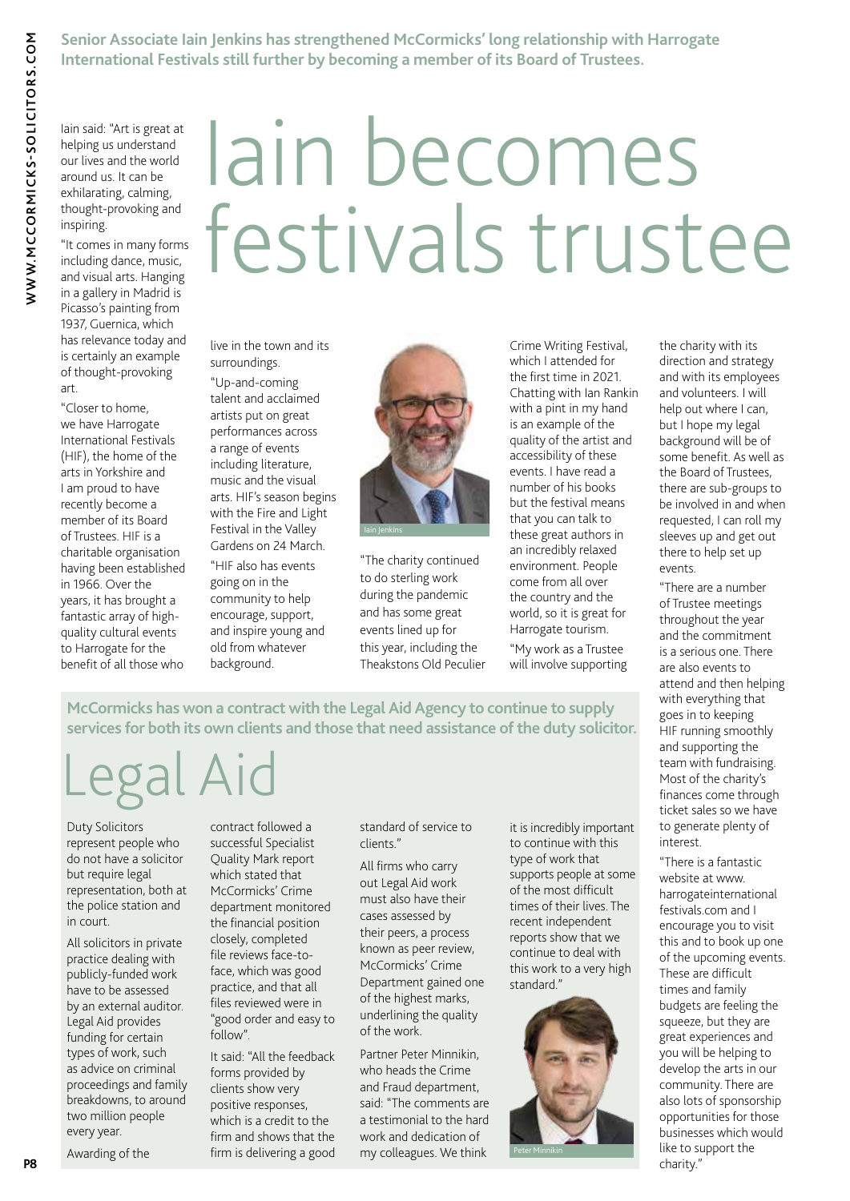Senior Associate Iain Jenkins has strengthened McCormicks' long relationship with Harrogate International Festivals still further by becoming a member of its Board of Trustees.

# Iain becomes festivals trustee

Iain said: "Art is great at helping us understand our lives and the world around us. It can be exhilarating, calming, thought-provoking and inspiring.

"It comes in many forms including dance, music, and visual arts. Hanging in a gallery in Madrid is Picasso's painting from 1937, Guernica, which has relevance today and is certainly an example of thought-provoking art.

"Closer to home, we have Harrogate International Festivals (HIF), the home of the arts in Yorkshire and I am proud to have recently become a member of its Board of Trustees. HIF is a charitable organisation having been established in 1966. Over the years, it has brought a fantastic array of high-quality cultural events to Harrogate for the benefit of all those who live in the town and its surroundings.

"Up-and-coming talent and acclaimed artists put on great performances across a range of events including literature, music and the visual arts. HIF's season begins with the Fire and Light Festival in the Valley Gardens on 24 March.

"HIF also has events going on in the community to help encourage, support, and inspire young and old from whatever background.

Iain Jenkins

"The charity continued to do sterling work during the pandemic and has some great events lined up for this year, including the Theakstons Old Peculier Crime Writing Festival, which I attended for the first time in 2021. Chatting with Ian Rankin with a pint in my hand is an example of the quality of the artist and accessibility of these events. I have read a number of his books but the festival means that you can talk to these great authors in an incredibly relaxed environment. People come from all over the country and the world, so it is great for Harrogate tourism.

"My work as a Trustee will involve supporting the charity with its direction and strategy and with its employees and volunteers. I will help out where I can, but I hope my legal background will be of some benefit. As well as the Board of Trustees, there are sub-groups to be involved in and when requested, I can roll my sleeves up and get out there to help set up events.

"There are a number of Trustee meetings throughout the year and the commitment is a serious one. There are also events to attend and then helping with everything that goes in to keeping HIF running smoothly and supporting the team with fundraising. Most of the charity's finances come through ticket sales so we have to generate plenty of interest.

"There is a fantastic website at www.harrogateinternationalfestivals.com and I encourage you to visit this and to book up one of the upcoming events. These are difficult times and family budgets are feeling the squeeze, but they are great experiences and you will be helping to develop the arts in our community. There are also lots of sponsorship opportunities for those businesses which would like to support the charity."

McCormicks has won a contract with the Legal Aid Agency to continue to supply services for both its own clients and those that need assistance of the duty solicitor.

# Legal Aid

Duty Solicitors represent people who do not have a solicitor but require legal representation, both at the police station and in court.

All solicitors in private practice dealing with publicly-funded work have to be assessed by an external auditor. Legal Aid provides funding for certain types of work, such as advice on criminal proceedings and family breakdowns, to around two million people every year.

Awarding of the contract followed a successful Specialist Quality Mark report which stated that McCormicks' Crime department monitored the financial position closely, completed file reviews face-to-face, which was good practice, and that all files reviewed were in "good order and easy to follow".

It said: "All the feedback forms provided by clients show very positive responses, which is a credit to the firm and shows that the firm is delivering a good standard of service to clients."

All firms who carry out Legal Aid work must also have their cases assessed by their peers, a process known as peer review, McCormicks' Crime Department gained one of the highest marks, underlining the quality of the work.

Partner Peter Minnikin, who heads the Crime and Fraud department, said: "The comments are a testimonial to the hard work and dedication of my colleagues. We think it is incredibly important to continue with this type of work that supports people at some of the most difficult times of their lives. The recent independent reports show that we continue to deal with this work to a very high standard."

Peter Minnikin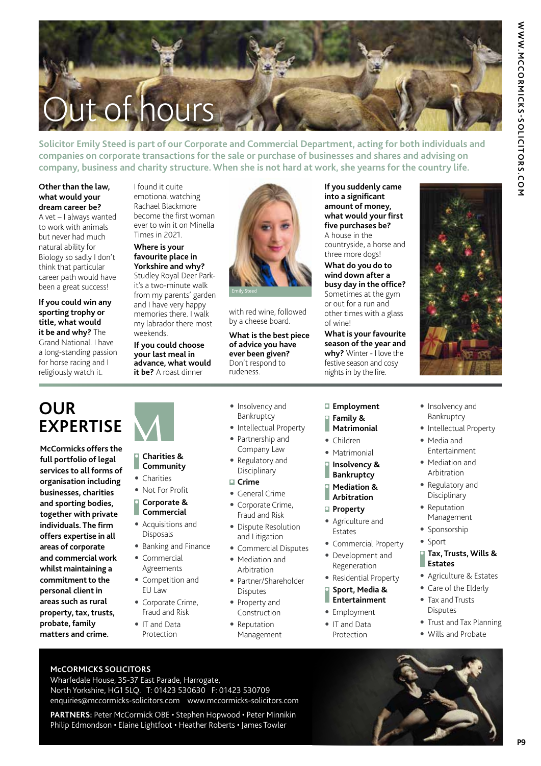# Out of hours

**Solicitor Emily Steed is part of our Corporate and Commercial Department, acting for both individuals and companies on corporate transactions for the sale or purchase of businesses and shares and advising on company, business and charity structure. When she is not hard at work, she yearns for the country life.**

**Other than the law, what would your dream career be?** A vet – I always wanted to work with animals but never had much natural ability for Biology so sadly I don't think that particular career path would have been a great success!

**If you could win any sporting trophy or title, what would it be and why?** The Grand National. I have a long-standing passion for horse racing and I religiously watch it. I found it quite emotional watching Rachael Blackmore become the first woman ever to win it on Minella Times in 2021.

**Where is your favourite place in Yorkshire and why?** Studley Royal Deer Park- it's a two-minute walk from my parents' garden and I have very happy memories there. I walk my labrador there most weekends.

**If you could choose your last meal in advance, what would it be?** A roast dinner with red wine, followed by a cheese board.

Emily Steed

**What is the best piece of advice you have ever been given?** Don't respond to rudeness.

**If you suddenly came into a significant amount of money, what would your first five purchases be?** A house in the countryside, a horse and three more dogs!

**What do you do to wind down after a busy day in the office?** Sometimes at the gym or out for a run and other times with a glass of wine!

**What is your favourite season of the year and why?** Winter - I love the festive season and cosy nights in by the fire.

# OUR EXPERTISE

**McCormicks offers the full portfolio of legal services to all forms of organisation including businesses, charities and sporting bodies, together with private individuals. The firm offers expertise in all areas of corporate and commercial work whilst maintaining a commitment to the personal client in areas such as rural property, tax, trusts, probate, family matters and crime.**

**Charities & Community**
- Charities
- Not For Profit

**Corporate & Commercial**
- Acquisitions and Disposals
- Banking and Finance
- Commercial Agreements
- Competition and EU Law
- Corporate Crime, Fraud and Risk
- IT and Data Protection
- Insolvency and Bankruptcy
- Intellectual Property
- Partnership and Company Law
- Regulatory and Disciplinary

**Crime**
- General Crime
- Corporate Crime, Fraud and Risk
- Dispute Resolution and Litigation
- Commercial Disputes
- Mediation and Arbitration
- Partner/Shareholder Disputes
- Property and Construction
- Reputation Management

**Employment**

**Family & Matrimonial**
- Children
- Matrimonial

**Insolvency & Bankruptcy**

**Mediation & Arbitration**

**Property**
- Agriculture and Estates
- Commercial Property
- Development and Regeneration
- Residential Property

**Sport, Media & Entertainment**
- Employment
- IT and Data Protection
- Insolvency and Bankruptcy
- Intellectual Property
- Media and Entertainment
- Mediation and Arbitration
- Regulatory and Disciplinary
- Reputation Management
- Sponsorship
- Sport

**Tax, Trusts, Wills & Estates**
- Agriculture & Estates
- Care of the Elderly
- Tax and Trusts Disputes
- Trust and Tax Planning
- Wills and Probate

**McCORMICKS SOLICITORS**
Wharfedale House, 35-37 East Parade, Harrogate,
North Yorkshire, HG1 5LQ. T: 01423 530630 F: 01423 530709
enquiries@mccormicks-solicitors.com www.mccormicks-solicitors.com

**PARTNERS:** Peter McCormick OBE • Stephen Hopwood • Peter Minnikin
Philip Edmondson • Elaine Lightfoot • Heather Roberts • James Towler